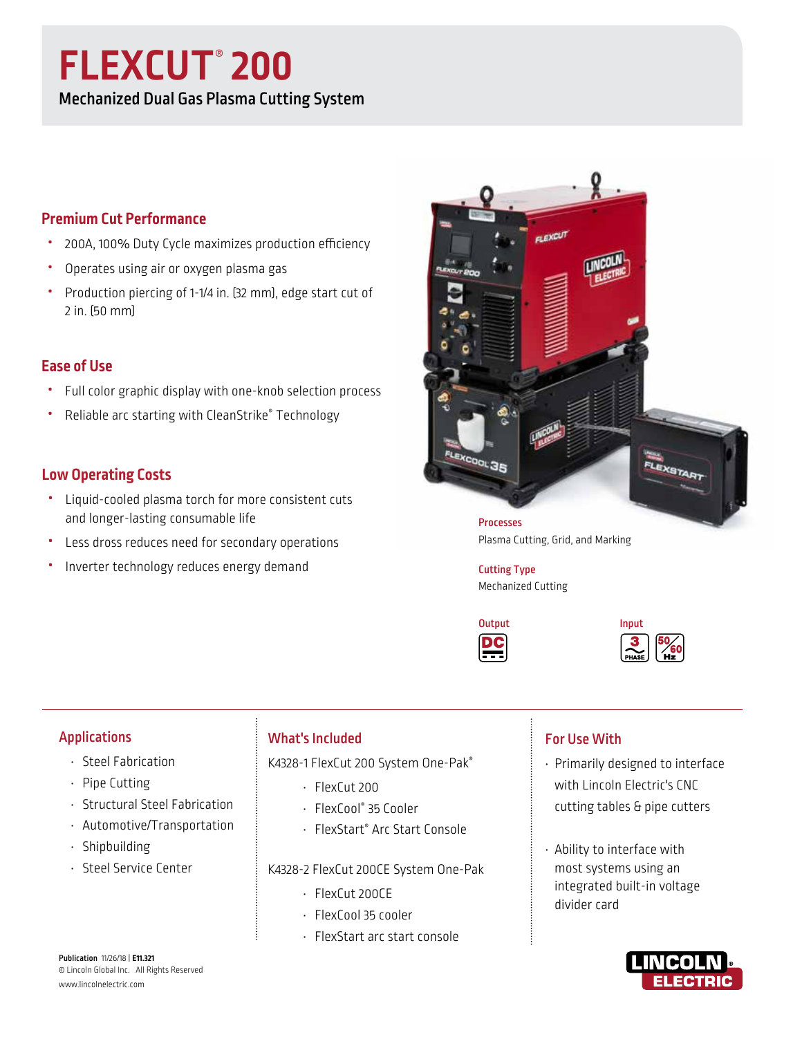# FLEXCUT® 200

## Mechanized Dual Gas Plasma Cutting System

### Premium Cut Performance

- 200A, 100% Duty Cycle maximizes production efficiency
- Operates using air or oxygen plasma gas
- Production piercing of 1-1/4 in. (32 mm), edge start cut of 2 in. (50 mm)

### Ease of Use

- Full color graphic display with one-knob selection process
- Reliable arc starting with CleanStrike® Technology

### Low Operating Costs

- Liquid-cooled plasma torch for more consistent cuts and longer-lasting consumable life
- Less dross reduces need for secondary operations
- Inverter technology reduces energy demand

**Processes**
Plasma Cutting, Grid, and Marking

**Cutting Type**
Mechanized Cutting

**Output**
DC

**Input**
3 Phase, 50/60 Hz

### Applications

- Steel Fabrication
- Pipe Cutting
- Structural Steel Fabrication
- Automotive/Transportation
- Shipbuilding
- Steel Service Center

### What's Included

K4328-1 FlexCut 200 System One-Pak®

- FlexCut 200
- FlexCool® 35 Cooler
- FlexStart® Arc Start Console

K4328-2 FlexCut 200CE System One-Pak

- FlexCut 200CE
- FlexCool 35 cooler
- FlexStart arc start console

### For Use With

- Primarily designed to interface with Lincoln Electric's CNC cutting tables & pipe cutters
- Ability to interface with most systems using an integrated built-in voltage divider card

**Publication** 11/26/18 | **E11.321**
© Lincoln Global Inc. All Rights Reserved
www.lincolnelectric.com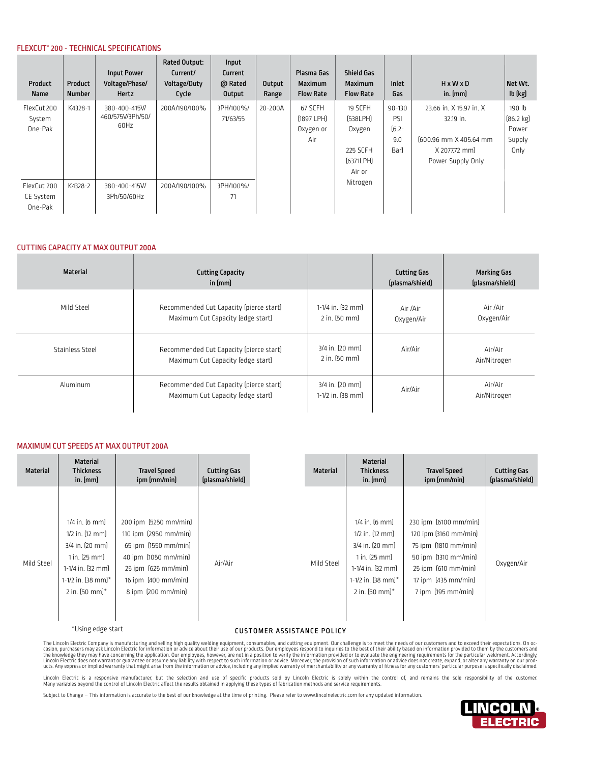## FLEXCUT® 200 - TECHNICAL SPECIFICATIONS

| Product Name | Product Number | Input Power Voltage/Phase/ Hertz | Rated Output: Current/ Voltage/Duty Cycle | Input Current @ Rated Output | Output Range | Plasma Gas Maximum Flow Rate | Shield Gas Maximum Flow Rate | Inlet Gas | H x W x D in. (mm) | Net Wt. lb (kg) |
|---|---|---|---|---|---|---|---|---|---|---|
| FlexCut 200 System One-Pak | K4328-1 | 380-400-415V/ 460/575V/3Ph/50/ 60Hz | 200A/190/100% | 3PH/100%/ 71/63/55 | 20-200A | 67 SCFH (1897 LPH) Oxygen or Air | 19 SCFH (538LPH) Oxygen<br><br>225 SCFH (6371LPH) Air or Nitrogen | 90-130 PSI (6.2-9.0 Bar) | 23.66 in. X 15.97 in. X 32.19 in.<br><br>(600.96 mm X 405.64 mm X 2077.72 mm) Power Supply Only | 190 lb (86.2 kg) Power Supply Only |
| FlexCut 200 CE System One-Pak | K4328-2 | 380-400-415V/ 3Ph/50/60Hz | 200A/190/100% | 3PH/100%/ 71 | | | | | | |

## CUTTING CAPACITY AT MAX OUTPUT 200A

| Material | Cutting Capacity in (mm) | | Cutting Gas (plasma/shield) | Marking Gas (plasma/shield) |
|---|---|---|---|---|
| Mild Steel | Recommended Cut Capacity (pierce start)<br>Maximum Cut Capacity (edge start) | 1-1/4 in. (32 mm)<br>2 in. (50 mm) | Air /Air<br>Oxygen/Air | Air /Air<br>Oxygen/Air |
| Stainless Steel | Recommended Cut Capacity (pierce start)<br>Maximum Cut Capacity (edge start) | 3/4 in. (20 mm)<br>2 in. (50 mm) | Air/Air | Air/Air<br>Air/Nitrogen |
| Aluminum | Recommended Cut Capacity (pierce start)<br>Maximum Cut Capacity (edge start) | 3/4 in. (20 mm)<br>1-1/2 in. (38 mm) | Air/Air | Air/Air<br>Air/Nitrogen |

## MAXIMUM CUT SPEEDS AT MAX OUTPUT 200A

| Material | Material Thickness in. (mm) | Travel Speed ipm (mm/min) | Cutting Gas (plasma/shield) |
|---|---|---|---|
| Mild Steel | 1/4 in. (6 mm)<br>1/2 in. (12 mm)<br>3/4 in. (20 mm)<br>1 in. (25 mm)<br>1-1/4 in. (32 mm)<br>1-1/2 in. (38 mm)*<br>2 in. (50 mm)* | 200 ipm (5250 mm/min)<br>110 ipm (2950 mm/min)<br>65 ipm (1550 mm/min)<br>40 ipm (1050 mm/min)<br>25 ipm (625 mm/min)<br>16 ipm (400 mm/min)<br>8 ipm (200 mm/min) | Air/Air |

| Material | Material Thickness in. (mm) | Travel Speed ipm (mm/min) | Cutting Gas (plasma/shield) |
|---|---|---|---|
| Mild Steel | 1/4 in. (6 mm)<br>1/2 in. (12 mm)<br>3/4 in. (20 mm)<br>1 in. (25 mm)<br>1-1/4 in. (32 mm)<br>1-1/2 in. (38 mm)*<br>2 in. (50 mm)* | 230 ipm (6100 mm/min)<br>120 ipm (3160 mm/min)<br>75 ipm (1810 mm/min)<br>50 ipm (1310 mm/min)<br>25 ipm (610 mm/min)<br>17 ipm (435 mm/min)<br>7 ipm (195 mm/min) | Oxygen/Air |

*Using edge start

### CUSTOMER ASSISTANCE POLICY

The Lincoln Electric Company is manufacturing and selling high quality welding equipment, consumables, and cutting equipment. Our challenge is to meet the needs of our customers and to exceed their expectations. On occasion, purchasers may ask Lincoln Electric for information or advice about their use of our products. Our employees respond to inquiries to the best of their ability based on information provided to them by the customers and the knowledge they may have concerning the application. Our employees, however, are not in a position to verify the information provided or to evaluate the engineering requirements for the particular weldment. Accordingly, Lincoln Electric does not warrant or guarantee or assume any liability with respect to such information or advice. Moreover, the provision of such information or advice does not create, expand, or alter any warranty on our products. Any express or implied warranty that might arise from the information or advice, including any implied warranty of merchantability or any warranty of fitness for any customers' particular purpose is specifically disclaimed.

Lincoln Electric is a responsive manufacturer, but the selection and use of specific products sold by Lincoln Electric is solely within the control of, and remains the sole responsibility of the customer. Many variables beyond the control of Lincoln Electric affect the results obtained in applying these types of fabrication methods and service requirements.

Subject to Change – This information is accurate to the best of our knowledge at the time of printing. Please refer to www.lincolnelectric.com for any updated information.

LINCOLN® ELECTRIC